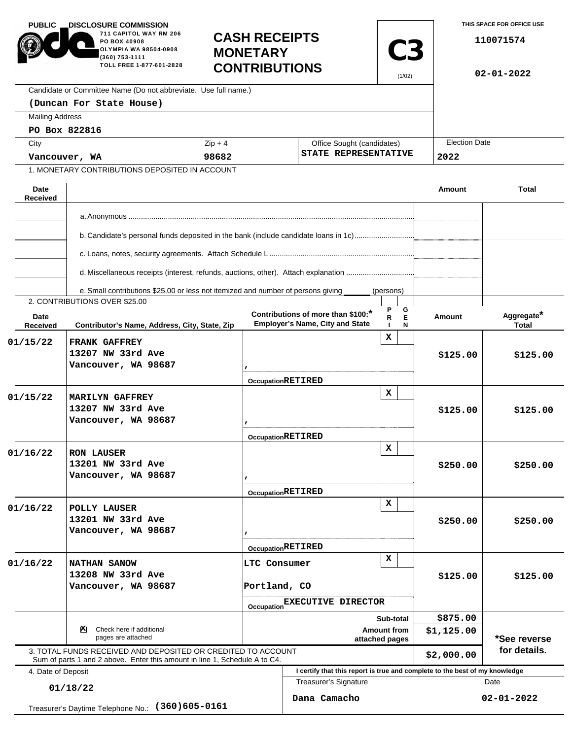PUBLIC DISCLOSURE COMMISSION
711 CAPITOL WAY RM 206
PO BOX 40908
OLYMPIA WA 98504-0908
(360) 753-1111
TOLL FREE 1-877-601-2828

# CASH RECEIPTS MONETARY CONTRIBUTIONS

**C3** (1/02)

THIS SPACE FOR OFFICE USE

110071574

02-01-2022

Candidate or Committee Name (Do not abbreviate. Use full name.)

**(Duncan For State House)**

Mailing Address

**PO Box 822816**

| City | Zip + 4 | Office Sought (candidates) | Election Date |
|---|---|---|---|
| Vancouver, WA | 98682 | STATE REPRESENTATIVE | 2022 |

1. MONETARY CONTRIBUTIONS DEPOSITED IN ACCOUNT

| Date Received | | Amount | Total |
|---|---|---|---|
| | a. Anonymous | | |
| | b. Candidate's personal funds deposited in the bank (include candidate loans in 1c) | | |
| | c. Loans, notes, security agreements. Attach Schedule L | | |
| | d. Miscellaneous receipts (interest, refunds, auctions, other). Attach explanation | | |
| | e. Small contributions $25.00 or less not itemized and number of persons giving ______ (persons) | | |

2. CONTRIBUTIONS OVER $25.00

| Date Received | Contributor's Name, Address, City, State, Zip | Contributions of more than $100:* Employer's Name, City and State | PRI | GEN | Amount | Aggregate* Total |
|---|---|---|---|---|---|---|
| 01/15/22 | FRANK GAFFREY<br>13207 NW 33rd Ave<br>Vancouver, WA 98687 | ,<br>Occupation RETIRED | X | | $125.00 | $125.00 |
| 01/15/22 | MARILYN GAFFREY<br>13207 NW 33rd Ave<br>Vancouver, WA 98687 | ,<br>Occupation RETIRED | X | | $125.00 | $125.00 |
| 01/16/22 | RON LAUSER<br>13201 NW 33rd Ave<br>Vancouver, WA 98687 | ,<br>Occupation RETIRED | X | | $250.00 | $250.00 |
| 01/16/22 | POLLY LAUSER<br>13201 NW 33rd Ave<br>Vancouver, WA 98687 | ,<br>Occupation RETIRED | X | | $250.00 | $250.00 |
| 01/16/22 | NATHAN SANOW<br>13208 NW 33rd Ave<br>Vancouver, WA 98687 | LTC Consumer<br>Portland, CO<br>Occupation EXECUTIVE DIRECTOR | X | | $125.00 | $125.00 |

| | | |
|---|---|---|
| ☒ Check here if additional pages are attached | Sub-total | $875.00 |
| | Amount from attached pages | $1,125.00 |
| 3. TOTAL FUNDS RECEIVED AND DEPOSITED OR CREDITED TO ACCOUNT<br>Sum of parts 1 and 2 above. Enter this amount in line 1, Schedule A to C4. | | $2,000.00 |

*See reverse for details.

4. Date of Deposit

**01/18/22**

Treasurer's Daytime Telephone No.: **(360)605-0161**

I certify that this report is true and complete to the best of my knowledge

| Treasurer's Signature | Date |
|---|---|
| Dana Camacho | 02-01-2022 |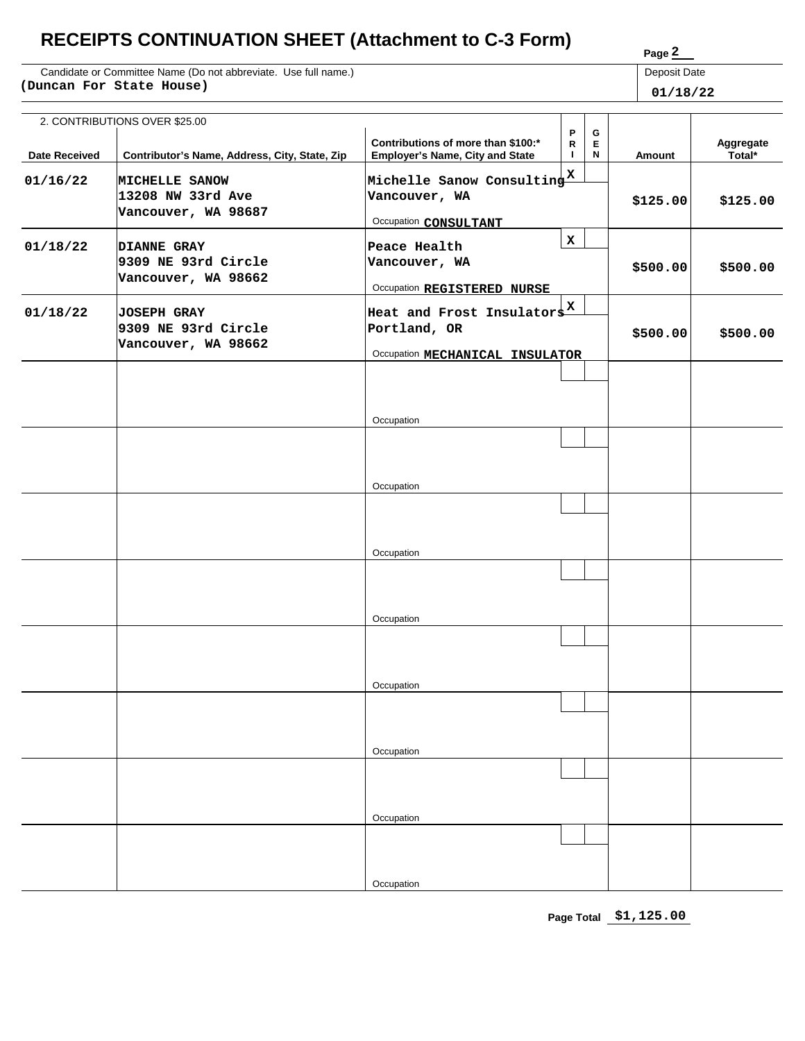# RECEIPTS CONTINUATION SHEET (Attachment to C-3 Form)

Page 2

Candidate or Committee Name (Do not abbreviate. Use full name.)
**(Duncan For State House)**

Deposit Date
**01/18/22**

2. CONTRIBUTIONS OVER $25.00

| Date Received | Contributor's Name, Address, City, State, Zip | Contributions of more than $100:* Employer's Name, City and State | PRI | GEN | Amount | Aggregate Total* |
|---|---|---|---|---|---|---|
| 01/16/22 | MICHELLE SANOW<br>13208 NW 33rd Ave<br>Vancouver, WA 98687 | Michelle Sanow Consulting<br>Vancouver, WA<br>Occupation CONSULTANT | X | | $125.00 | $125.00 |
| 01/18/22 | DIANNE GRAY<br>9309 NE 93rd Circle<br>Vancouver, WA 98662 | Peace Health<br>Vancouver, WA<br>Occupation REGISTERED NURSE | X | | $500.00 | $500.00 |
| 01/18/22 | JOSEPH GRAY<br>9309 NE 93rd Circle<br>Vancouver, WA 98662 | Heat and Frost Insulators<br>Portland, OR<br>Occupation MECHANICAL INSULATOR | X | | $500.00 | $500.00 |
| | | Occupation | | | | |
| | | Occupation | | | | |
| | | Occupation | | | | |
| | | Occupation | | | | |
| | | Occupation | | | | |
| | | Occupation | | | | |
| | | Occupation | | | | |
| | | Occupation | | | | |

Page Total **$1,125.00**